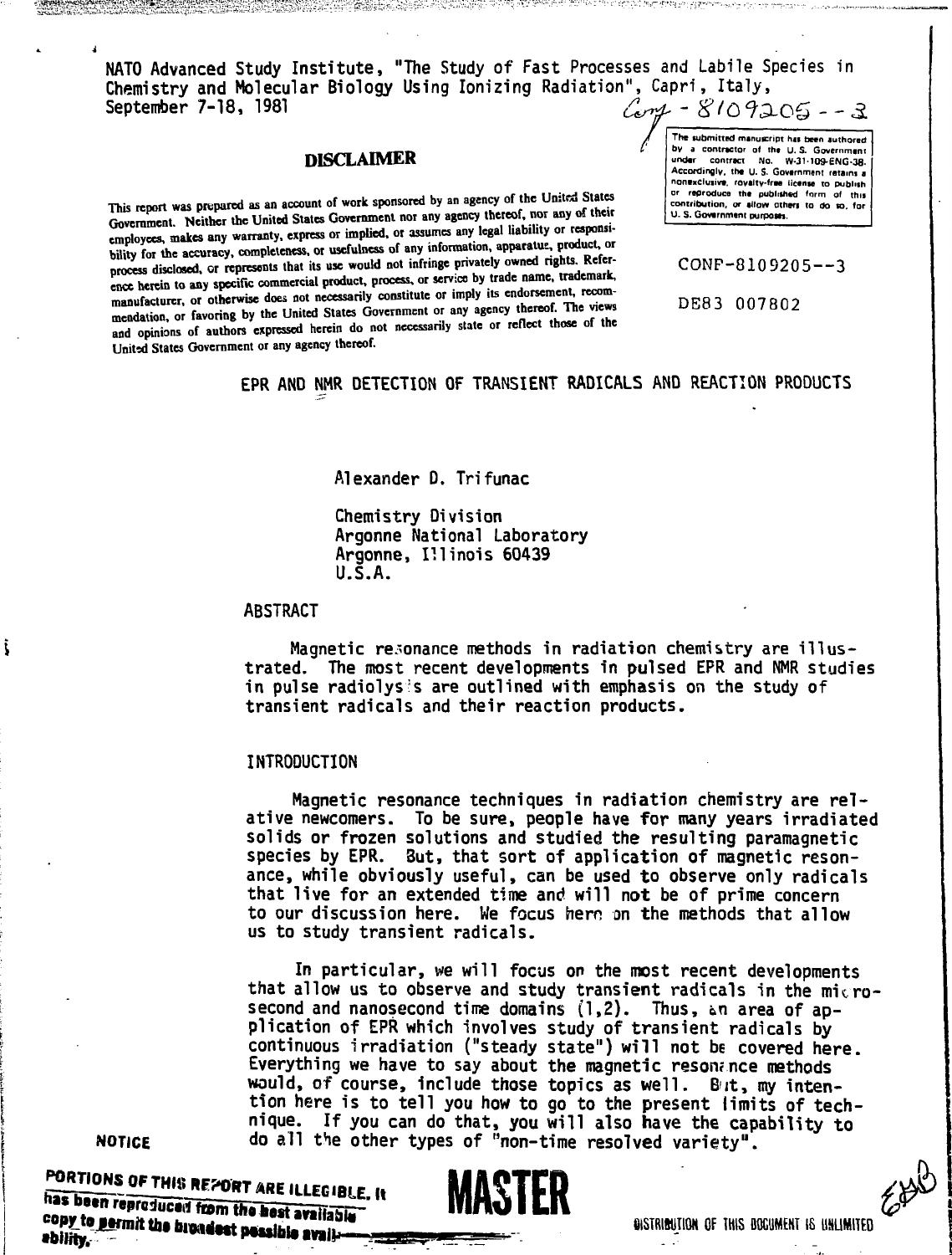NATO Advanced Study Institute, "The Study of Fast Processes and Labile Species in Chemistry and Molecular Biology Using Ionizing Radiation", Capri, Italy, September 7-18, 1981

Conf-8109205--3

**DISCLAIMER**

This report was prepared as an account of work sponsored by an agency of the United States Government. Neither the United States Government nor any agency thereof, nor any of their employees, makes any warranty, express or implied, or assumes any legal liability or responsibility for the accuracy, completeness, or usefulness of any information, apparatus, product, or process disclosed, or represents that its use would not infringe privately owned rights. Reference herein to any specific commercial product, process, or service by trade name, trademark, manufacturer, or otherwise does not necessarily constitute or imply its endorsement, recommendation, or favoring by the United States Government or any agency thereof. The views and opinions of authors expressed herein do not necessarily state or reflect those of the United States Government or any agency thereof.

The submitted manuscript has been authored by a contractor of the U. S. Government under contract No. W-31-109-ENG-38. Accordingly, the U. S. Government retains a nonexclusive, royalty-free license to publish or reproduce the published form of this contribution, or allow others to do so, for U. S. Government purposes.

CONF-8109205--3

DE83 007802

# EPR AND NMR DETECTION OF TRANSIENT RADICALS AND REACTION PRODUCTS

Alexander D. Trifunac

Chemistry Division
Argonne National Laboratory
Argonne, Illinois 60439
U.S.A.

## ABSTRACT

Magnetic resonance methods in radiation chemistry are illustrated. The most recent developments in pulsed EPR and NMR studies in pulse radiolysis are outlined with emphasis on the study of transient radicals and their reaction products.

## INTRODUCTION

Magnetic resonance techniques in radiation chemistry are relative newcomers. To be sure, people have for many years irradiated solids or frozen solutions and studied the resulting paramagnetic species by EPR. But, that sort of application of magnetic resonance, while obviously useful, can be used to observe only radicals that live for an extended time and will not be of prime concern to our discussion here. We focus here on the methods that allow us to study transient radicals.

In particular, we will focus on the most recent developments that allow us to observe and study transient radicals in the microsecond and nanosecond time domains (1,2). Thus, an area of application of EPR which involves study of transient radicals by continuous irradiation ("steady state") will not be covered here. Everything we have to say about the magnetic resonance methods would, of course, include those topics as well. But, my intention here is to tell you how to go to the present limits of technique. If you can do that, you will also have the capability to do all the other types of "non-time resolved variety".

NOTICE

PORTIONS OF THIS REPORT ARE ILLEGIBLE. It has been reproduced from the best available copy to permit the broadest possible availability.

MASTER

DISTRIBUTION OF THIS DOCUMENT IS UNLIMITED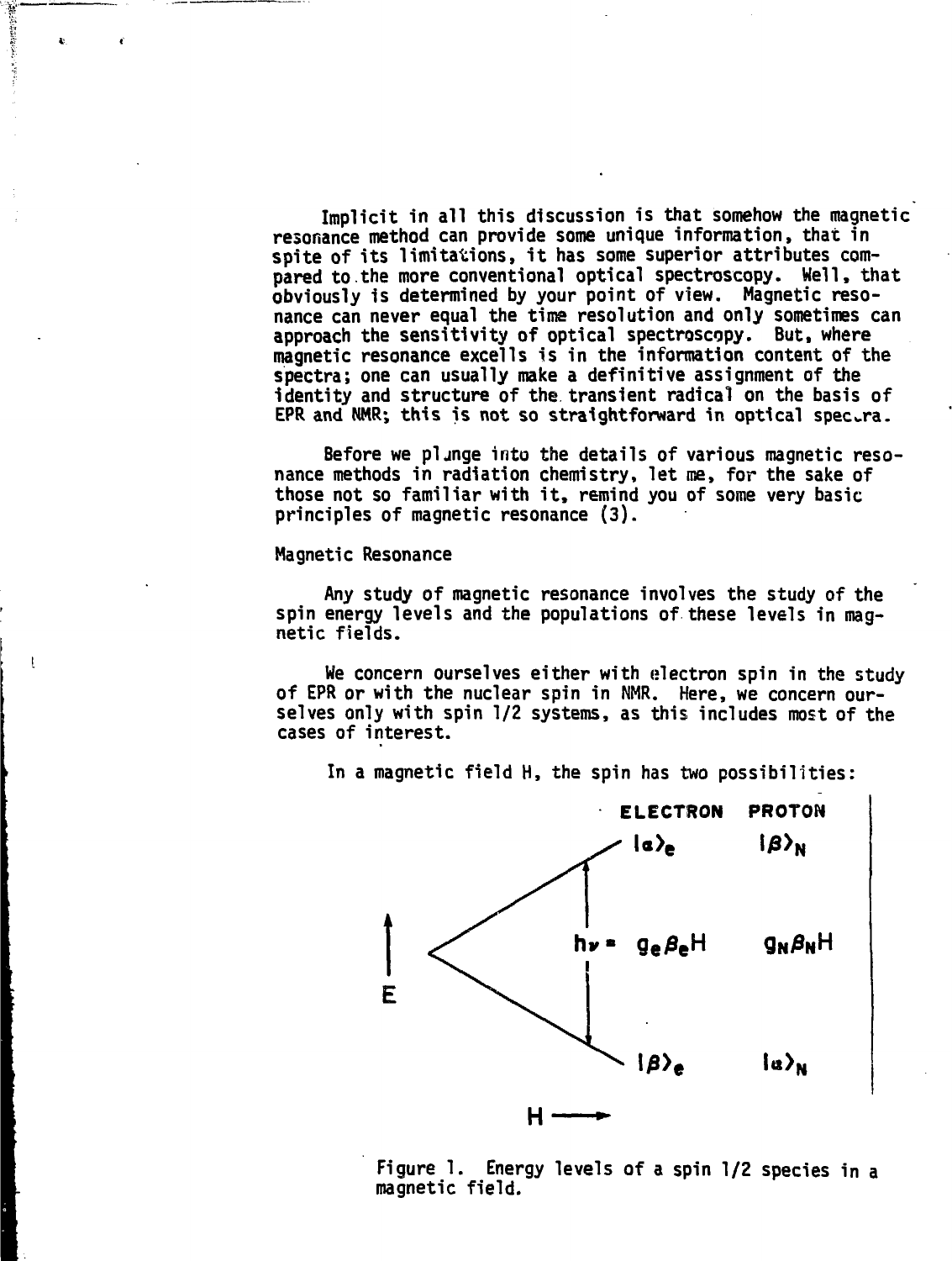Implicit in all this discussion is that somehow the magnetic resonance method can provide some unique information, that in spite of its limitations, it has some superior attributes compared to the more conventional optical spectroscopy. Well, that obviously is determined by your point of view. Magnetic resonance can never equal the time resolution and only sometimes can approach the sensitivity of optical spectroscopy. But, where magnetic resonance excells is in the information content of the spectra; one can usually make a definitive assignment of the identity and structure of the transient radical on the basis of EPR and NMR; this is not so straightforward in optical spectra.

Before we plunge into the details of various magnetic resonance methods in radiation chemistry, let me, for the sake of those not so familiar with it, remind you of some very basic principles of magnetic resonance (3).

## Magnetic Resonance

Any study of magnetic resonance involves the study of the spin energy levels and the populations of these levels in magnetic fields.

We concern ourselves either with electron spin in the study of EPR or with the nuclear spin in NMR. Here, we concern ourselves only with spin 1/2 systems, as this includes most of the cases of interest.

In a magnetic field H, the spin has two possibilities:

| | ELECTRON | PROTON |
|---|---|---|
| | $\|\alpha\rangle_e$ | $\|\beta\rangle_N$ |
| $h\nu =$ | $g_e\beta_e H$ | $g_N\beta_N H$ |
| | $\|\beta\rangle_e$ | $\|\alpha\rangle_N$ |

Figure 1. Energy levels of a spin 1/2 species in a magnetic field.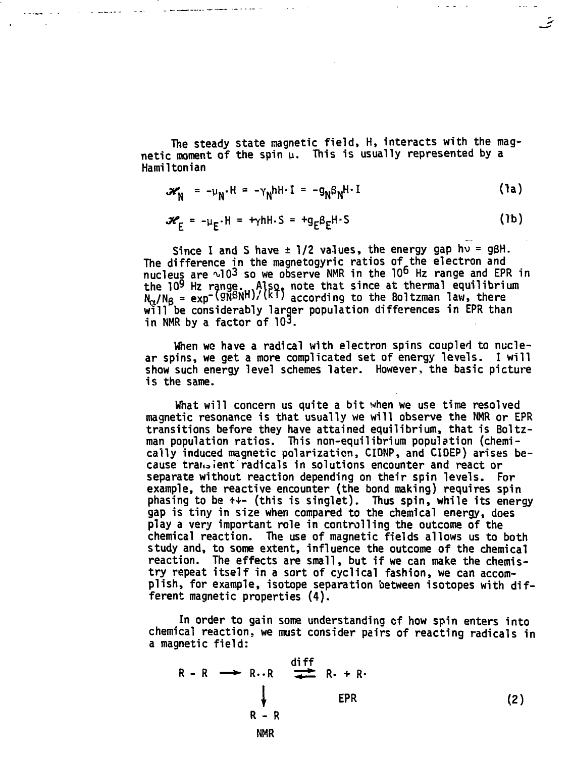The steady state magnetic field, H, interacts with the magnetic moment of the spin $\mu$. This is usually represented by a Hamiltonian

$$\mathcal{H}_N = -\mu_N \cdot H = -\gamma_N h H \cdot I = -g_N \beta_N H \cdot I \tag{1a}$$

$$\mathcal{H}_E = -\mu_E \cdot H = +\gamma h H \cdot S = +g_E \beta_E H \cdot S \tag{1b}$$

Since I and S have $\pm 1/2$ values, the energy gap $h\nu = g\beta H$. The difference in the magnetogyric ratios of the electron and nucleus are $\sim 10^3$ so we observe NMR in the $10^6$ Hz range and EPR in the $10^9$ Hz range. Also, note that since at thermal equilibrium $N_\alpha/N_\beta = \exp^{-(g_N\beta_N H)/(kT)}$ according to the Boltzman law, there will be considerably larger population differences in EPR than in NMR by a factor of $10^3$.

When we have a radical with electron spins coupled to nuclear spins, we get a more complicated set of energy levels. I will show such energy level schemes later. However, the basic picture is the same.

What will concern us quite a bit when we use time resolved magnetic resonance is that usually we will observe the NMR or EPR transitions before they have attained equilibrium, that is Boltzman population ratios. This non-equilibrium population (chemically induced magnetic polarization, CIDNP, and CIDEP) arises because transient radicals in solutions encounter and react or separate without reaction depending on their spin levels. For example, the reactive encounter (the bond making) requires spin phasing to be $\uparrow\downarrow-$ (this is singlet). Thus spin, while its energy gap is tiny in size when compared to the chemical energy, does play a very important role in controlling the outcome of the chemical reaction. The use of magnetic fields allows us to both study and, to some extent, influence the outcome of the chemical reaction. The effects are small, but if we can make the chemistry repeat itself in a sort of cyclical fashion, we can accomplish, for example, isotope separation between isotopes with different magnetic properties (4).

In order to gain some understanding of how spin enters into chemical reaction, we must consider pairs of reacting radicals in a magnetic field:

$$\begin{array}{ccccc} R-R & \longrightarrow & R\cdot\cdot R & \overset{\text{diff}}{\rightleftharpoons} & R\cdot + R\cdot \\ & & \downarrow & & \text{EPR} \\ & & R-R & & \\ & & \text{NMR} & & \end{array} \tag{2}$$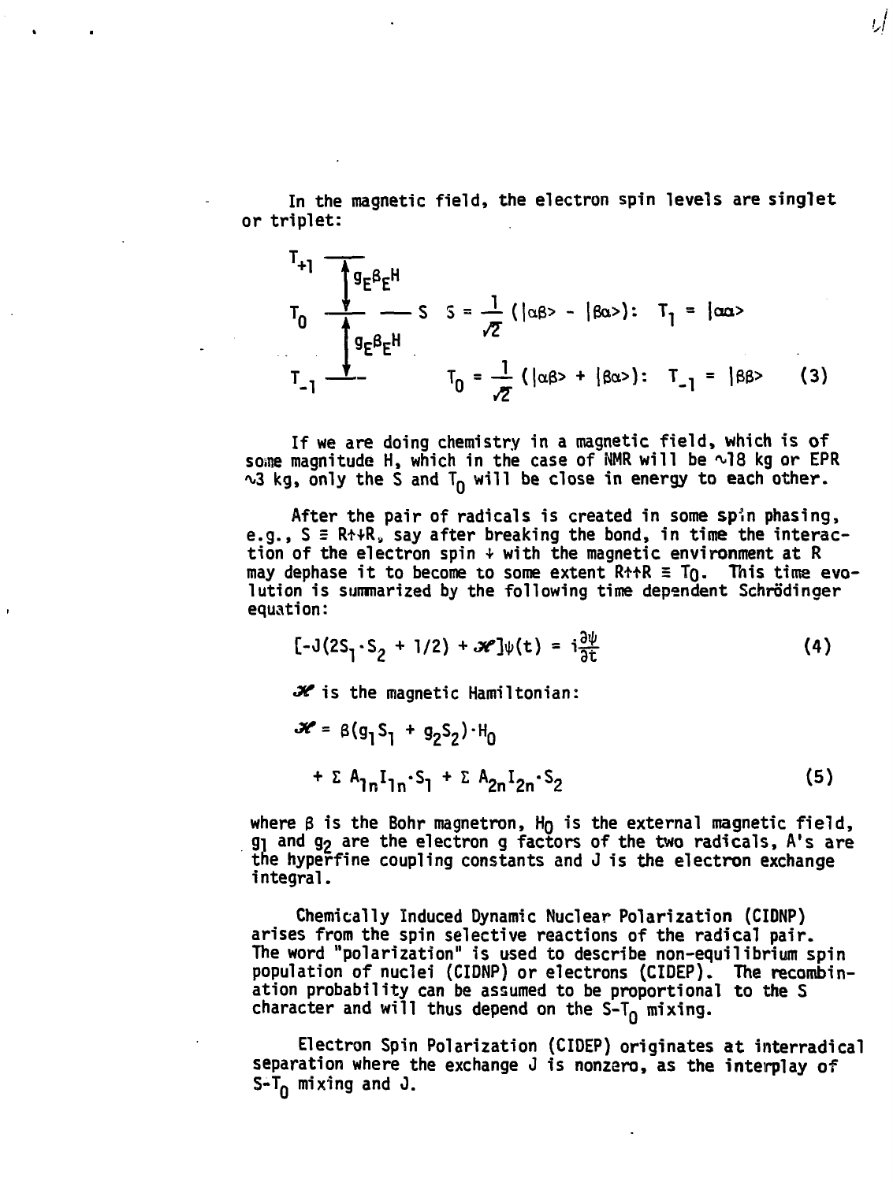In the magnetic field, the electron spin levels are singlet or triplet:

$$
\begin{array}{l}
T_{+1} \\
\quad \updownarrow g_E \beta_E H \\
T_0 \quad --- \; S \\
\quad \updownarrow g_E \beta_E H \\
T_{-1}
\end{array}
\qquad
\begin{array}{ll}
S = \frac{1}{\sqrt{2}} (|\alpha\beta\rangle - |\beta\alpha\rangle): & T_1 = |\alpha\alpha\rangle \\
T_0 = \frac{1}{\sqrt{2}} (|\alpha\beta\rangle + |\beta\alpha\rangle): & T_{-1} = |\beta\beta\rangle
\end{array}
\tag{3}
$$

If we are doing chemistry in a magnetic field, which is of some magnitude H, which in the case of NMR will be ~18 kg or EPR ~3 kg, only the S and $T_0$ will be close in energy to each other.

After the pair of radicals is created in some spin phasing, e.g., $S \equiv R\uparrow\downarrow R$, say after breaking the bond, in time the interaction of the electron spin $\downarrow$ with the magnetic environment at R may dephase it to become to some extent $R\uparrow\uparrow R \equiv T_0$. This time evolution is summarized by the following time dependent Schrödinger equation:

$$[-J(2S_1 \cdot S_2 + 1/2) + \mathscr{H}]\psi(t) = i\frac{\partial\psi}{\partial t} \tag{4}$$

$\mathscr{H}$ is the magnetic Hamiltonian:

$$\mathscr{H} = \beta(g_1 S_1 + g_2 S_2) \cdot H_0 + \Sigma A_{1n} I_{1n} \cdot S_1 + \Sigma A_{2n} I_{2n} \cdot S_2 \tag{5}$$

where $\beta$ is the Bohr magnetron, $H_0$ is the external magnetic field, $g_1$ and $g_2$ are the electron g factors of the two radicals, A's are the hyperfine coupling constants and J is the electron exchange integral.

Chemically Induced Dynamic Nuclear Polarization (CIDNP) arises from the spin selective reactions of the radical pair. The word "polarization" is used to describe non-equilibrium spin population of nuclei (CIDNP) or electrons (CIDEP). The recombination probability can be assumed to be proportional to the S character and will thus depend on the $S$-$T_0$ mixing.

Electron Spin Polarization (CIDEP) originates at interradical separation where the exchange J is nonzero, as the interplay of $S$-$T_0$ mixing and J.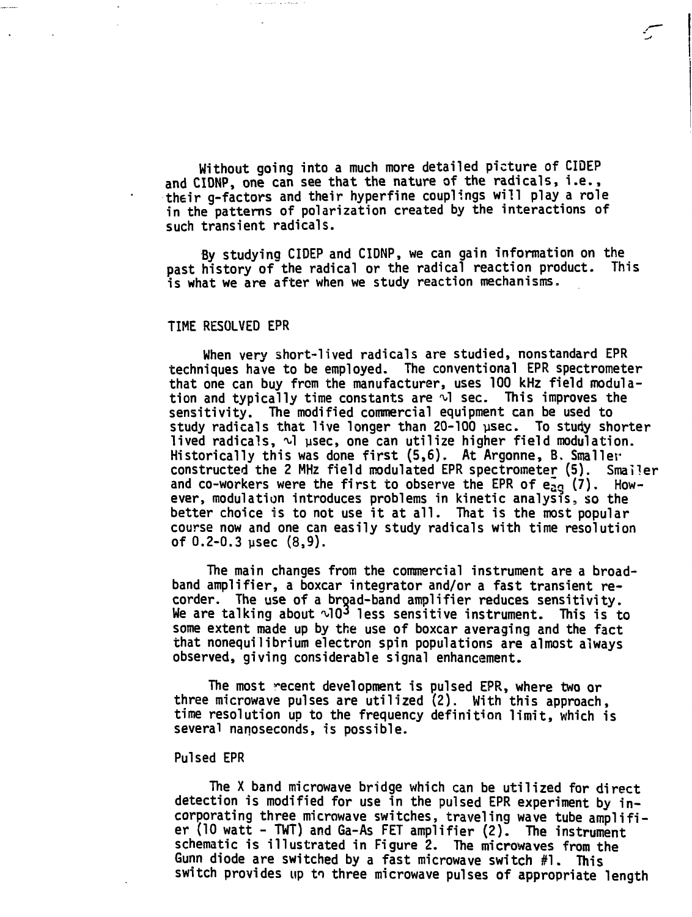Without going into a much more detailed picture of CIDEP and CIDNP, one can see that the nature of the radicals, i.e., their g-factors and their hyperfine couplings will play a role in the patterns of polarization created by the interactions of such transient radicals.

By studying CIDEP and CIDNP, we can gain information on the past history of the radical or the radical reaction product. This is what we are after when we study reaction mechanisms.

## TIME RESOLVED EPR

When very short-lived radicals are studied, nonstandard EPR techniques have to be employed. The conventional EPR spectrometer that one can buy from the manufacturer, uses 100 kHz field modulation and typically time constants are $\sim$1 sec. This improves the sensitivity. The modified commercial equipment can be used to study radicals that live longer than 20-100 μsec. To study shorter lived radicals, $\sim$1 μsec, one can utilize higher field modulation. Historically this was done first (5,6). At Argonne, B. Smaller constructed the 2 MHz field modulated EPR spectrometer (5). Smaller and co-workers were the first to observe the EPR of $e^-_{aq}$ (7). However, modulation introduces problems in kinetic analysis, so the better choice is to not use it at all. That is the most popular course now and one can easily study radicals with time resolution of 0.2-0.3 μsec (8,9).

The main changes from the commercial instrument are a broad-band amplifier, a boxcar integrator and/or a fast transient recorder. The use of a broad-band amplifier reduces sensitivity. We are talking about $\sim 10^3$ less sensitive instrument. This is to some extent made up by the use of boxcar averaging and the fact that nonequilibrium electron spin populations are almost always observed, giving considerable signal enhancement.

The most recent development is pulsed EPR, where two or three microwave pulses are utilized (2). With this approach, time resolution up to the frequency definition limit, which is several nanoseconds, is possible.

### Pulsed EPR

The X band microwave bridge which can be utilized for direct detection is modified for use in the pulsed EPR experiment by incorporating three microwave switches, traveling wave tube amplifier (10 watt - TWT) and Ga-As FET amplifier (2). The instrument schematic is illustrated in Figure 2. The microwaves from the Gunn diode are switched by a fast microwave switch #1. This switch provides up to three microwave pulses of appropriate length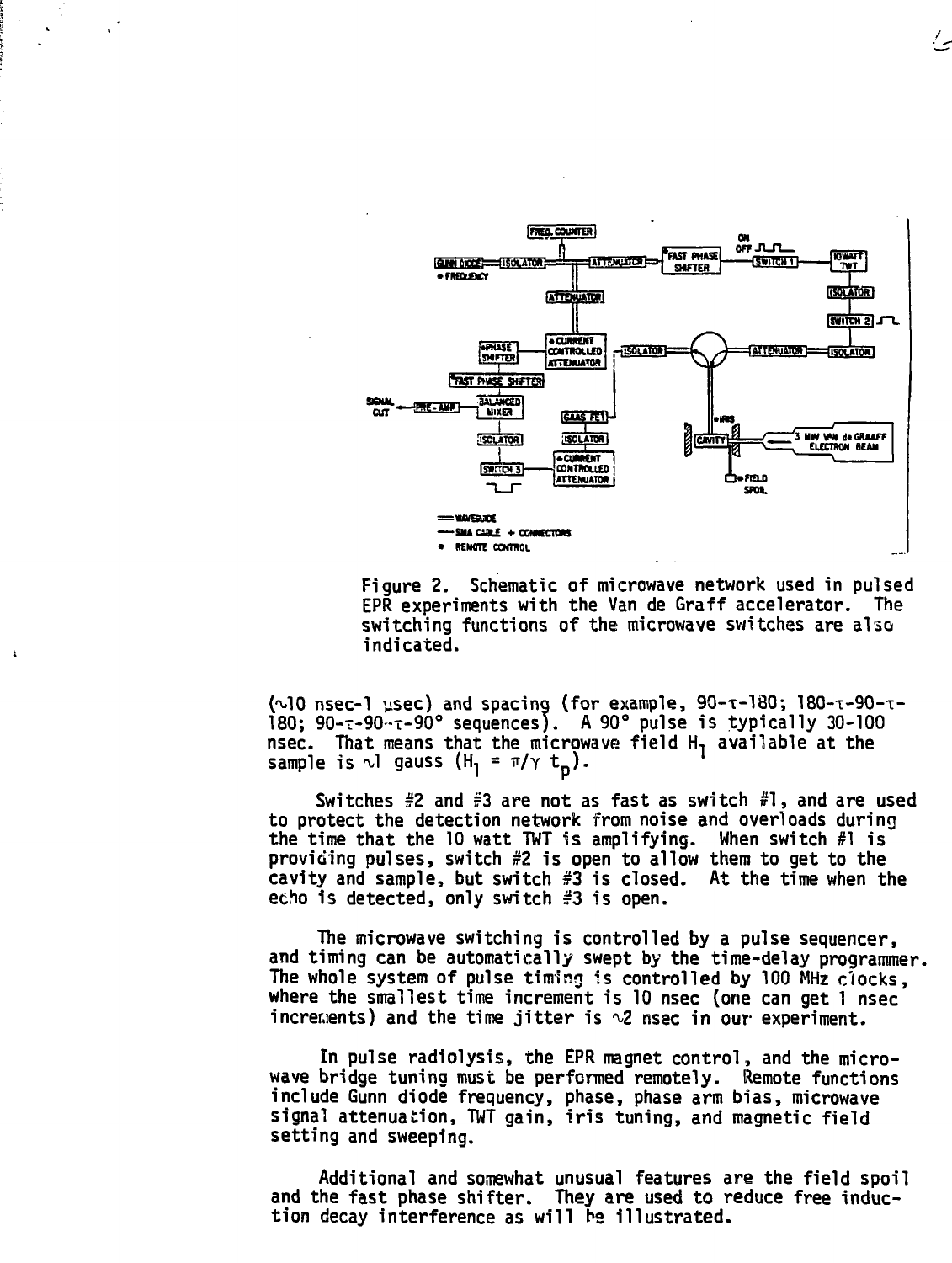Figure 2. Schematic of microwave network used in pulsed EPR experiments with the Van de Graff accelerator. The switching functions of the microwave switches are also indicated.

(~10 nsec-1 μsec) and spacing (for example, 90-τ-180; 180-τ-90-τ-180; 90-τ-90-τ-90° sequences). A 90° pulse is typically 30-100 nsec. That means that the microwave field $H_1$ available at the sample is ~1 gauss ($H_1 = \pi/\gamma\ t_p$).

Switches #2 and #3 are not as fast as switch #1, and are used to protect the detection network from noise and overloads during the time that the 10 watt TWT is amplifying. When switch #1 is providing pulses, switch #2 is open to allow them to get to the cavity and sample, but switch #3 is closed. At the time when the echo is detected, only switch #3 is open.

The microwave switching is controlled by a pulse sequencer, and timing can be automatically swept by the time-delay programmer. The whole system of pulse timing is controlled by 100 MHz clocks, where the smallest time increment is 10 nsec (one can get 1 nsec increments) and the time jitter is ~2 nsec in our experiment.

In pulse radiolysis, the EPR magnet control, and the microwave bridge tuning must be performed remotely. Remote functions include Gunn diode frequency, phase, phase arm bias, microwave signal attenuation, TWT gain, iris tuning, and magnetic field setting and sweeping.

Additional and somewhat unusual features are the field spoil and the fast phase shifter. They are used to reduce free induction decay interference as will be illustrated.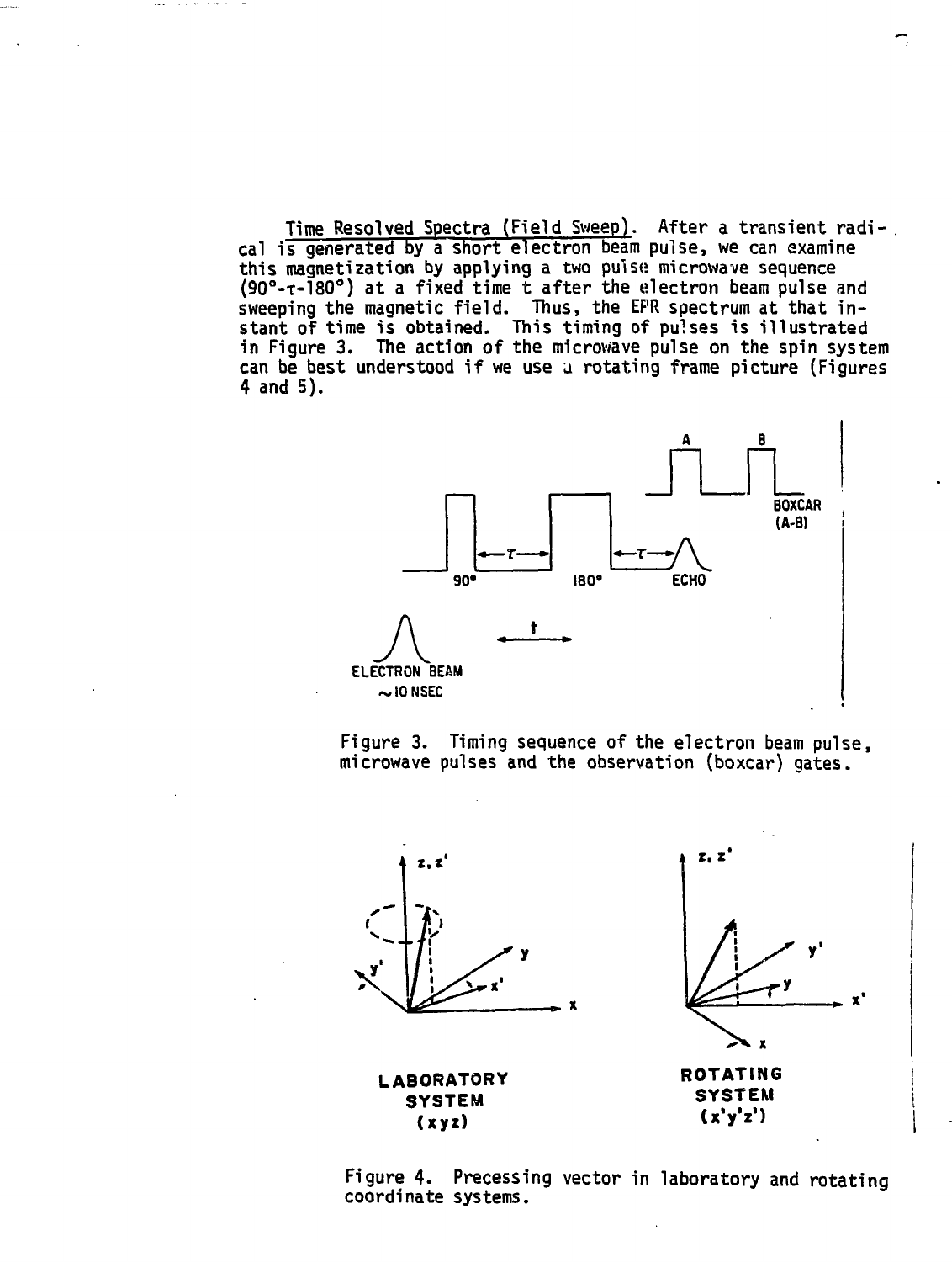Time Resolved Spectra (Field Sweep). After a transient radical is generated by a short electron beam pulse, we can examine this magnetization by applying a two pulse microwave sequence (90°-$\tau$-180°) at a fixed time t after the electron beam pulse and sweeping the magnetic field. Thus, the EPR spectrum at that instant of time is obtained. This timing of pulses is illustrated in Figure 3. The action of the microwave pulse on the spin system can be best understood if we use a rotating frame picture (Figures 4 and 5).

Figure 3. Timing sequence of the electron beam pulse, microwave pulses and the observation (boxcar) gates.

Figure 4. Precessing vector in laboratory and rotating coordinate systems.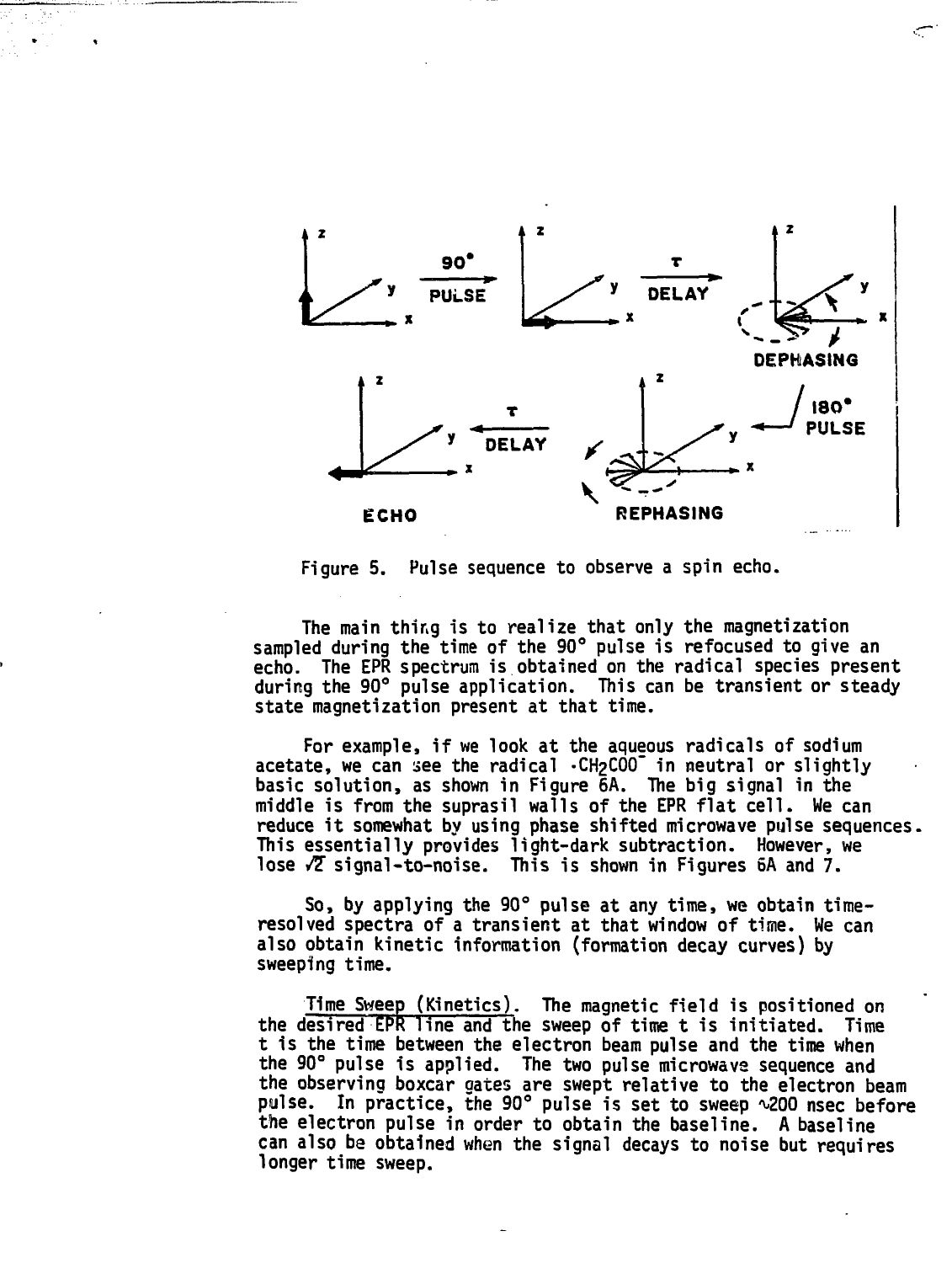Figure 5. Pulse sequence to observe a spin echo.

The main thing is to realize that only the magnetization sampled during the time of the 90° pulse is refocused to give an echo. The EPR spectrum is obtained on the radical species present during the 90° pulse application. This can be transient or steady state magnetization present at that time.

For example, if we look at the aqueous radicals of sodium acetate, we can see the radical $\cdot CH_2COO^-$ in neutral or slightly basic solution, as shown in Figure 6A. The big signal in the middle is from the suprasil walls of the EPR flat cell. We can reduce it somewhat by using phase shifted microwave pulse sequences. This essentially provides light-dark subtraction. However, we lose $\sqrt{2}$ signal-to-noise. This is shown in Figures 6A and 7.

So, by applying the 90° pulse at any time, we obtain time-resolved spectra of a transient at that window of time. We can also obtain kinetic information (formation decay curves) by sweeping time.

Time Sweep (Kinetics). The magnetic field is positioned on the desired EPR line and the sweep of time t is initiated. Time t is the time between the electron beam pulse and the time when the 90° pulse is applied. The two pulse microwave sequence and the observing boxcar gates are swept relative to the electron beam pulse. In practice, the 90° pulse is set to sweep ~200 nsec before the electron pulse in order to obtain the baseline. A baseline can also be obtained when the signal decays to noise but requires longer time sweep.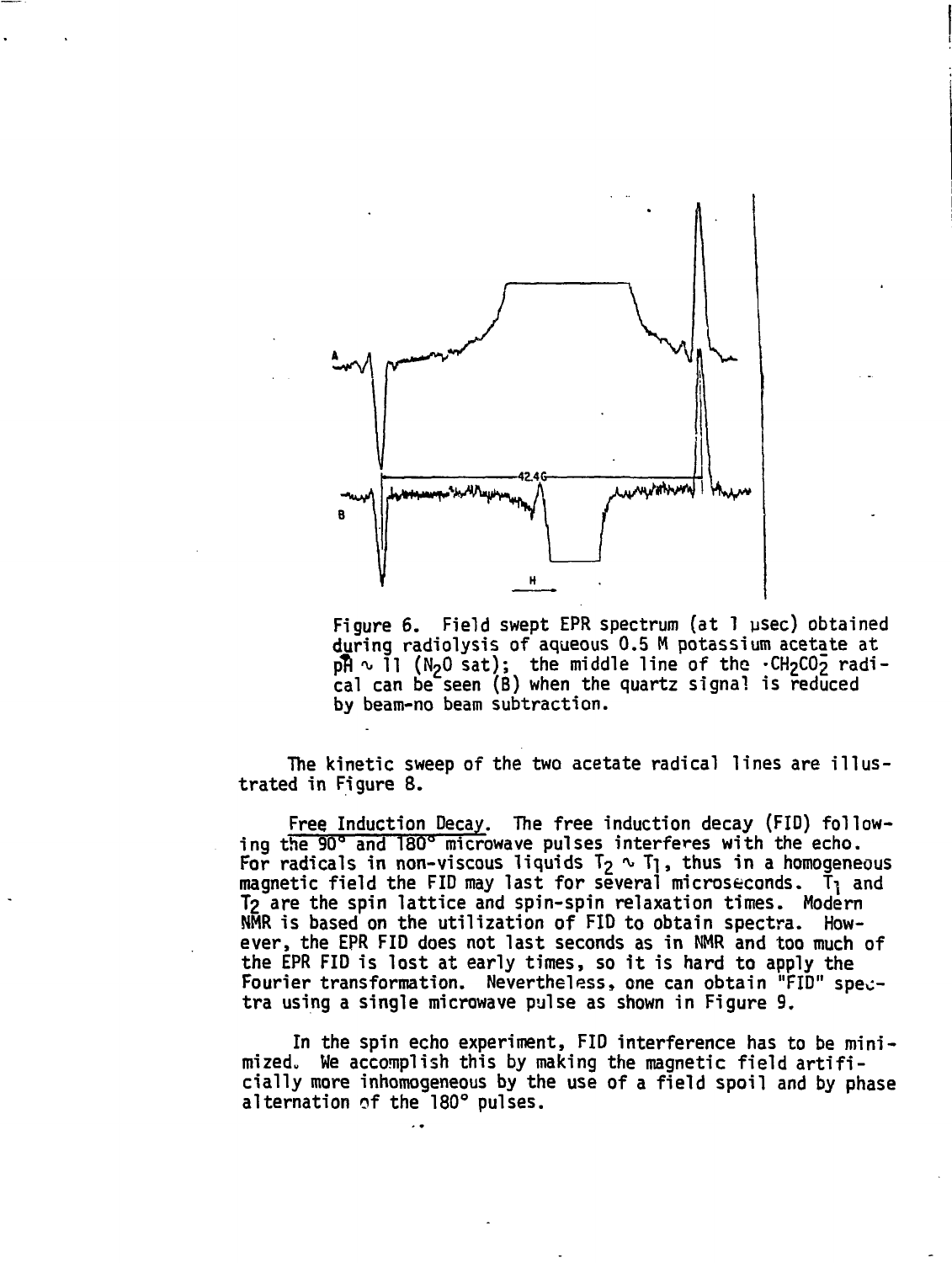Figure 6. Field swept EPR spectrum (at 1 μsec) obtained during radiolysis of aqueous 0.5 M potassium acetate at pH ∿ 11 ($N_2O$ sat); the middle line of the $\cdot CH_2CO_2^-$ radical can be seen (B) when the quartz signal is reduced by beam-no beam subtraction.

The kinetic sweep of the two acetate radical lines are illustrated in Figure 8.

Free Induction Decay. The free induction decay (FID) following the 90° and 180° microwave pulses interferes with the echo. For radicals in non-viscous liquids $T_2 \sim T_1$, thus in a homogeneous magnetic field the FID may last for several microseconds. $T_1$ and $T_2$ are the spin lattice and spin-spin relaxation times. Modern NMR is based on the utilization of FID to obtain spectra. However, the EPR FID does not last seconds as in NMR and too much of the EPR FID is lost at early times, so it is hard to apply the Fourier transformation. Nevertheless, one can obtain "FID" spectra using a single microwave pulse as shown in Figure 9.

In the spin echo experiment, FID interference has to be minimized. We accomplish this by making the magnetic field artificially more inhomogeneous by the use of a field spoil and by phase alternation of the 180° pulses.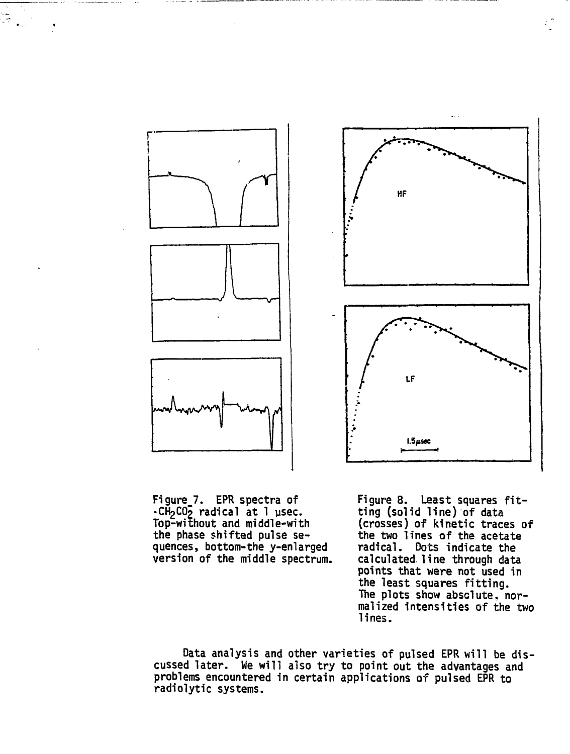Figure 7. EPR spectra of $\cdot CH_2CO_2^-$ radical at 1 μsec. Top-without and middle-with the phase shifted pulse sequences, bottom-the y-enlarged version of the middle spectrum.

Figure 8. Least squares fitting (solid line) of data (crosses) of kinetic traces of the two lines of the acetate radical. Dots indicate the calculated line through data points that were not used in the least squares fitting. The plots show absolute, normalized intensities of the two lines.

Data analysis and other varieties of pulsed EPR will be discussed later. We will also try to point out the advantages and problems encountered in certain applications of pulsed EPR to radiolytic systems.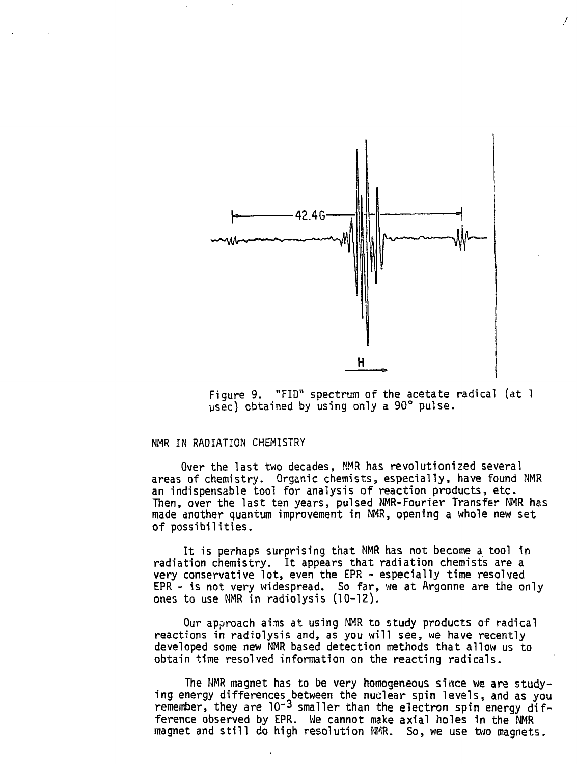Figure 9. "FID" spectrum of the acetate radical (at 1 μsec) obtained by using only a 90° pulse.

## NMR IN RADIATION CHEMISTRY

Over the last two decades, NMR has revolutionized several areas of chemistry. Organic chemists, especially, have found NMR an indispensable tool for analysis of reaction products, etc. Then, over the last ten years, pulsed NMR-Fourier Transfer NMR has made another quantum improvement in NMR, opening a whole new set of possibilities.

It is perhaps surprising that NMR has not become a tool in radiation chemistry. It appears that radiation chemists are a very conservative lot, even the EPR - especially time resolved EPR - is not very widespread. So far, we at Argonne are the only ones to use NMR in radiolysis (10-12).

Our approach aims at using NMR to study products of radical reactions in radiolysis and, as you will see, we have recently developed some new NMR based detection methods that allow us to obtain time resolved information on the reacting radicals.

The NMR magnet has to be very homogeneous since we are studying energy differences between the nuclear spin levels, and as you remember, they are $10^{-3}$ smaller than the electron spin energy difference observed by EPR. We cannot make axial holes in the NMR magnet and still do high resolution NMR. So, we use two magnets.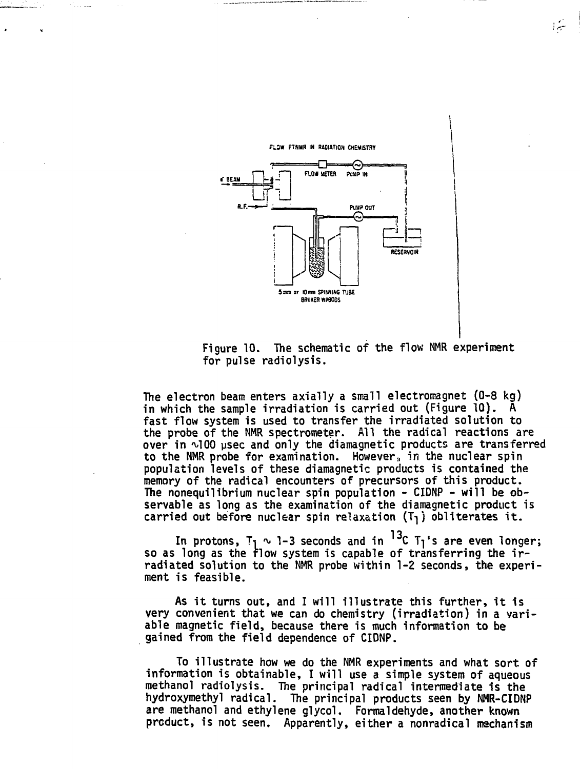FLOW FTNMR IN RADIATION CHEMISTRY

Figure 10. The schematic of the flow NMR experiment for pulse radiolysis.

The electron beam enters axially a small electromagnet (0-8 kg) in which the sample irradiation is carried out (Figure 10). A fast flow system is used to transfer the irradiated solution to the probe of the NMR spectrometer. All the radical reactions are over in ~100 μsec and only the diamagnetic products are transferred to the NMR probe for examination. However, in the nuclear spin population levels of these diamagnetic products is contained the memory of the radical encounters of precursors of this product. The nonequilibrium nuclear spin population - CIDNP - will be observable as long as the examination of the diamagnetic product is carried out before nuclear spin relaxation ($T_1$) obliterates it.

In protons, $T_1 \sim 1$-3 seconds and in $^{13}C$ $T_1$'s are even longer; so as long as the flow system is capable of transferring the irradiated solution to the NMR probe within 1-2 seconds, the experiment is feasible.

As it turns out, and I will illustrate this further, it is very convenient that we can do chemistry (irradiation) in a variable magnetic field, because there is much information to be gained from the field dependence of CIDNP.

To illustrate how we do the NMR experiments and what sort of information is obtainable, I will use a simple system of aqueous methanol radiolysis. The principal radical intermediate is the hydroxymethyl radical. The principal products seen by NMR-CIDNP are methanol and ethylene glycol. Formaldehyde, another known product, is not seen. Apparently, either a nonradical mechanism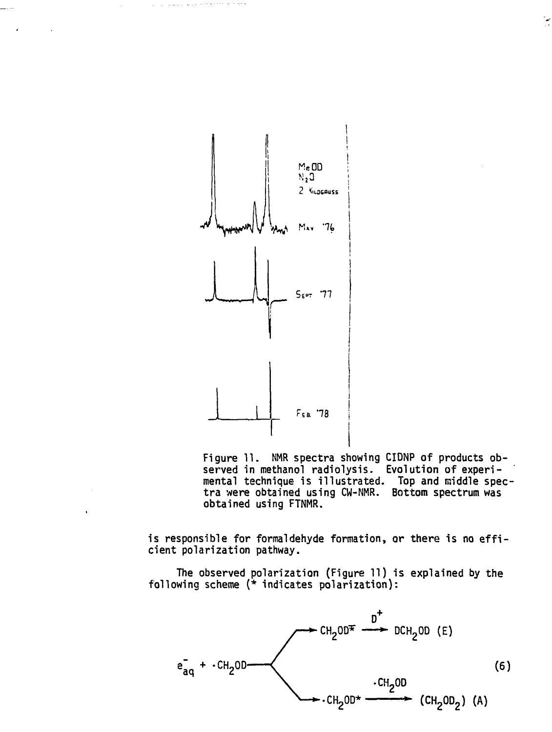Figure 11. NMR spectra showing CIDNP of products observed in methanol radiolysis. Evolution of experimental technique is illustrated. Top and middle spectra were obtained using CW-NMR. Bottom spectrum was obtained using FTNMR.

is responsible for formaldehyde formation, or there is no efficient polarization pathway.

The observed polarization (Figure 11) is explained by the following scheme (* indicates polarization):

$$e^-_{aq} + \cdot CH_2OD \longrightarrow \begin{cases} CH_2OD^{-*} \xrightarrow{D^+} DCH_2OD \ (E) \\ \cdot CH_2OD^* \xrightarrow{\cdot CH_2OD} (CH_2OD_2) \ (A) \end{cases} \tag{6}$$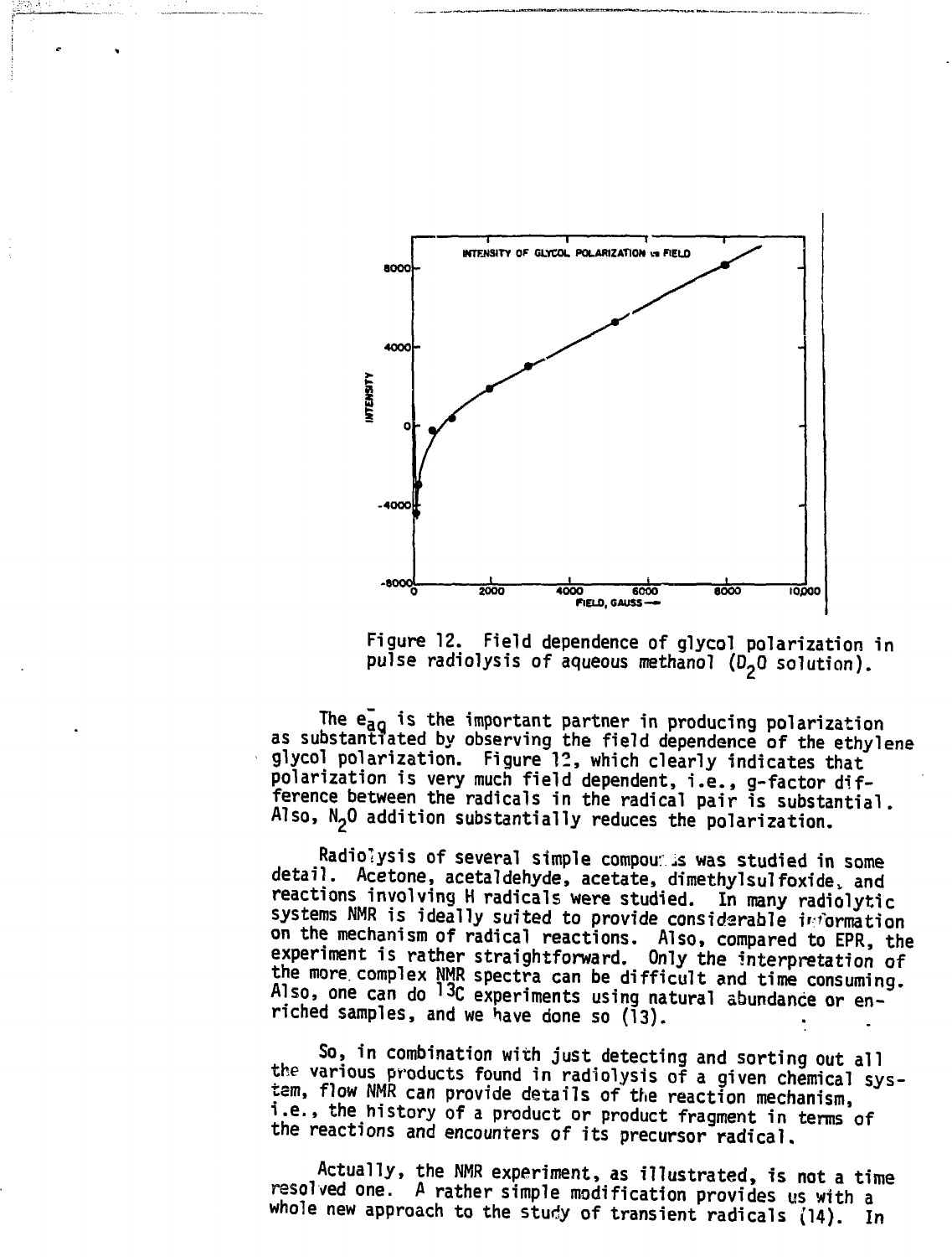Figure 12. Field dependence of glycol polarization in pulse radiolysis of aqueous methanol ($D_2O$ solution).

The $e^-_{aq}$ is the important partner in producing polarization as substantiated by observing the field dependence of the ethylene glycol polarization. Figure 12, which clearly indicates that polarization is very much field dependent, i.e., g-factor difference between the radicals in the radical pair is substantial. Also, $N_2O$ addition substantially reduces the polarization.

Radiolysis of several simple compounds was studied in some detail. Acetone, acetaldehyde, acetate, dimethylsulfoxide, and reactions involving H radicals were studied. In many radiolytic systems NMR is ideally suited to provide considerable information on the mechanism of radical reactions. Also, compared to EPR, the experiment is rather straightforward. Only the interpretation of the more complex NMR spectra can be difficult and time consuming. Also, one can do $^{13}C$ experiments using natural abundance or enriched samples, and we have done so (13).

So, in combination with just detecting and sorting out all the various products found in radiolysis of a given chemical system, flow NMR can provide details of the reaction mechanism, i.e., the history of a product or product fragment in terms of the reactions and encounters of its precursor radical.

Actually, the NMR experiment, as illustrated, is not a time resolved one. A rather simple modification provides us with a whole new approach to the study of transient radicals (14). In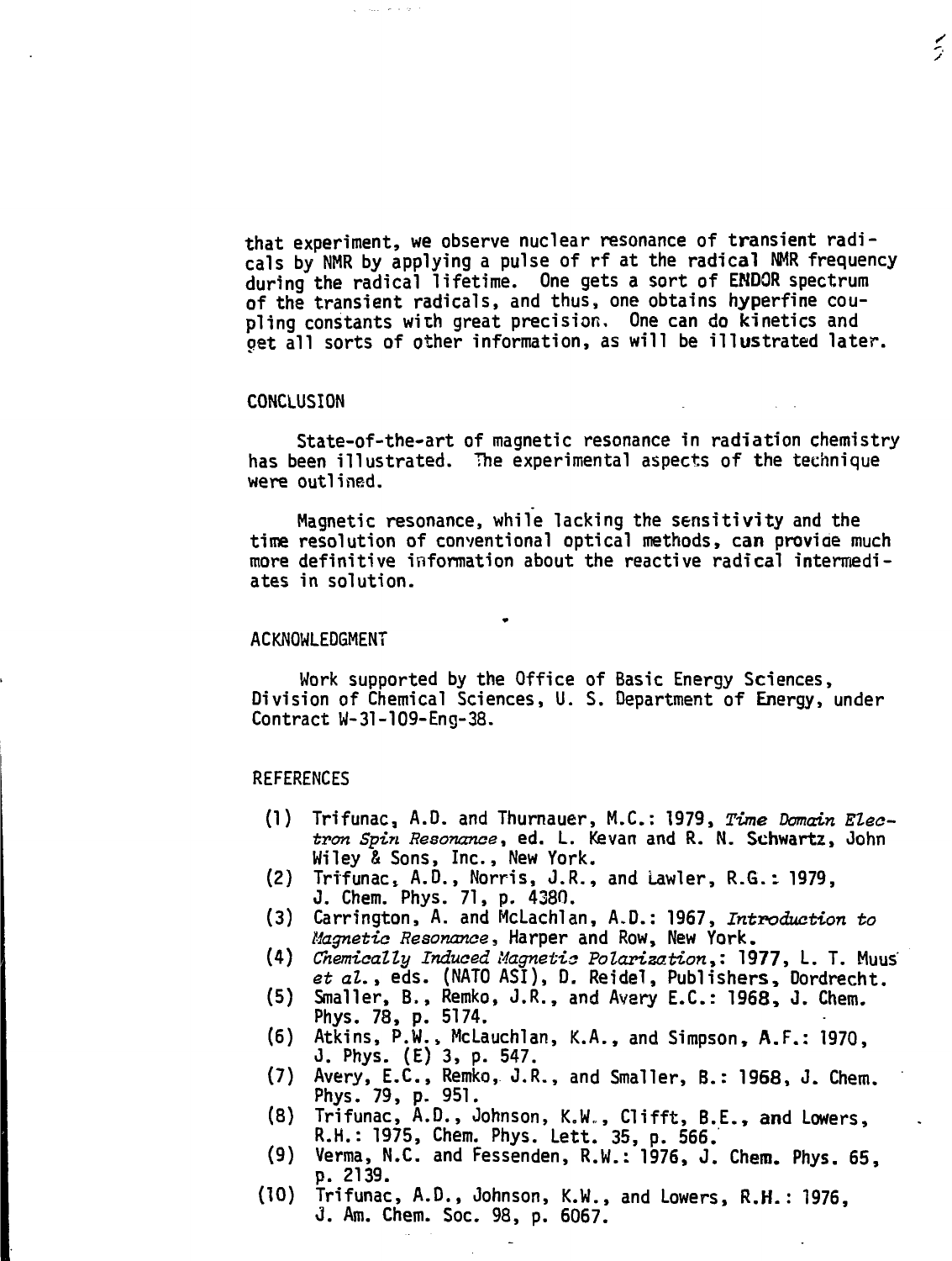that experiment, we observe nuclear resonance of transient radicals by NMR by applying a pulse of rf at the radical NMR frequency during the radical lifetime. One gets a sort of ENDOR spectrum of the transient radicals, and thus, one obtains hyperfine coupling constants with great precision. One can do kinetics and get all sorts of other information, as will be illustrated later.

## CONCLUSION

State-of-the-art of magnetic resonance in radiation chemistry has been illustrated. The experimental aspects of the technique were outlined.

Magnetic resonance, while lacking the sensitivity and the time resolution of conventional optical methods, can provide much more definitive information about the reactive radical intermediates in solution.

## ACKNOWLEDGMENT

Work supported by the Office of Basic Energy Sciences, Division of Chemical Sciences, U. S. Department of Energy, under Contract W-31-109-Eng-38.

## REFERENCES

(1) Trifunac, A.D. and Thurnauer, M.C.: 1979, *Time Domain Electron Spin Resonance*, ed. L. Kevan and R. N. Schwartz, John Wiley & Sons, Inc., New York.
(2) Trifunac, A.D., Norris, J.R., and Lawler, R.G.: 1979, J. Chem. Phys. 71, p. 4380.
(3) Carrington, A. and McLachlan, A.D.: 1967, *Introduction to Magnetic Resonance*, Harper and Row, New York.
(4) *Chemically Induced Magnetic Polarization*,: 1977, L. T. Muus *et al.*, eds. (NATO ASI), D. Reidel, Publishers, Dordrecht.
(5) Smaller, B., Remko, J.R., and Avery E.C.: 1968, J. Chem. Phys. 78, p. 5174.
(6) Atkins, P.W., McLauchlan, K.A., and Simpson, A.F.: 1970, J. Phys. (E) 3, p. 547.
(7) Avery, E.C., Remko, J.R., and Smaller, B.: 1968, J. Chem. Phys. 79, p. 951.
(8) Trifunac, A.D., Johnson, K.W., Clifft, B.E., and Lowers, R.H.: 1975, Chem. Phys. Lett. 35, p. 566.
(9) Verma, N.C. and Fessenden, R.W.: 1976, J. Chem. Phys. 65, p. 2139.
(10) Trifunac, A.D., Johnson, K.W., and Lowers, R.H.: 1976, J. Am. Chem. Soc. 98, p. 6067.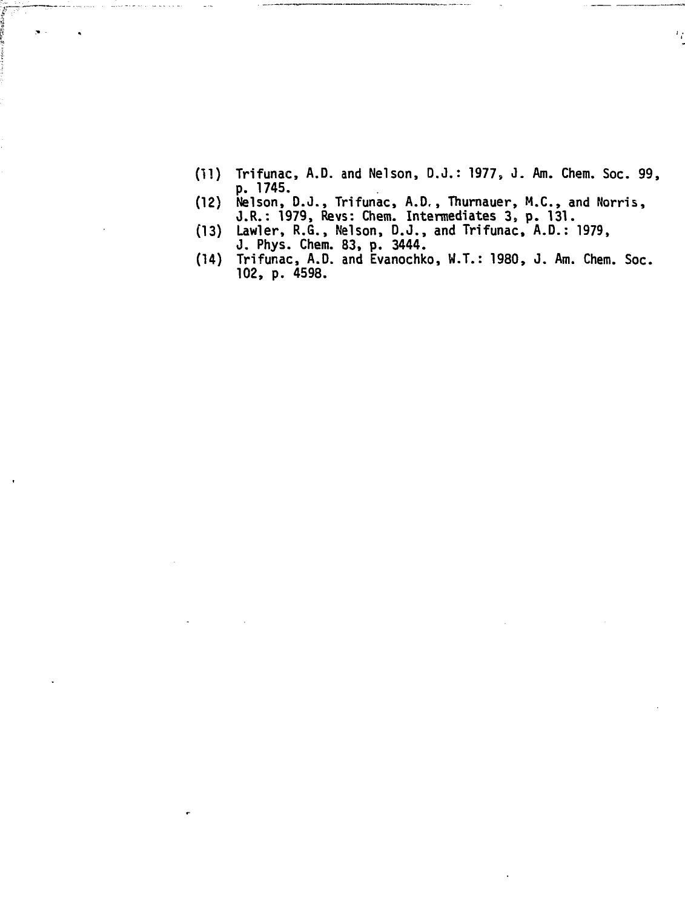(11) Trifunac, A.D. and Nelson, D.J.: 1977, J. Am. Chem. Soc. 99, p. 1745.

(12) Nelson, D.J., Trifunac, A.D., Thurnauer, M.C., and Norris, J.R.: 1979, Revs: Chem. Intermediates 3, p. 131.

(13) Lawler, R.G., Nelson, D.J., and Trifunac, A.D.: 1979, J. Phys. Chem. 83, p. 3444.

(14) Trifunac, A.D. and Evanochko, W.T.: 1980, J. Am. Chem. Soc. 102, p. 4598.